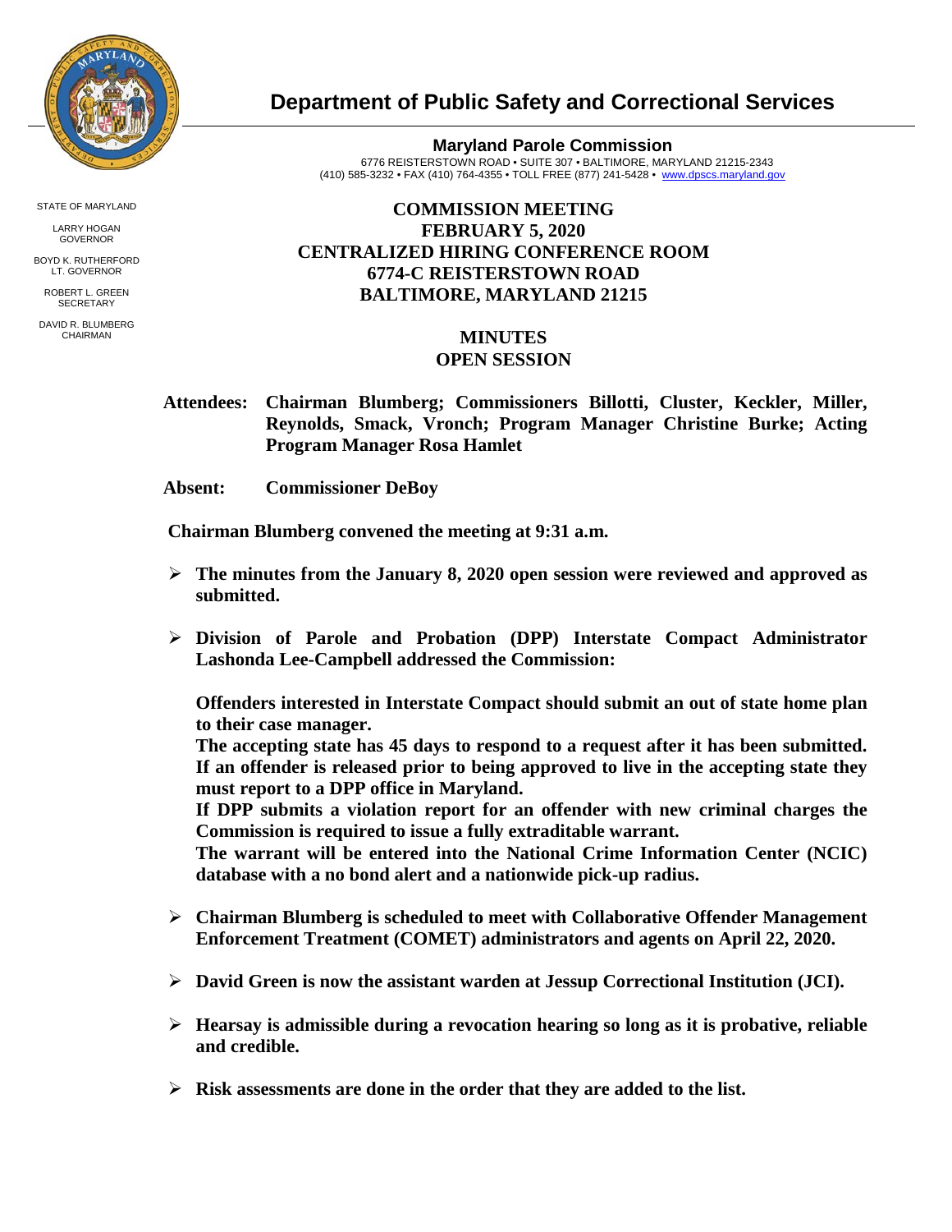# Department of Public Safety and Correctional Services

**Maryland Parole Commission**
6776 REISTERSTOWN ROAD • SUITE 307 • BALTIMORE, MARYLAND 21215-2343
(410) 585-3232 • FAX (410) 764-4355 • TOLL FREE (877) 241-5428 • www.dpscs.maryland.gov

STATE OF MARYLAND

LARRY HOGAN
GOVERNOR

BOYD K. RUTHERFORD
LT. GOVERNOR

ROBERT L. GREEN
SECRETARY

DAVID R. BLUMBERG
CHAIRMAN

## COMMISSION MEETING
## FEBRUARY 5, 2020
## CENTRALIZED HIRING CONFERENCE ROOM
## 6774-C REISTERSTOWN ROAD
## BALTIMORE, MARYLAND 21215

## MINUTES
## OPEN SESSION

**Attendees:** **Chairman Blumberg; Commissioners Billotti, Cluster, Keckler, Miller, Reynolds, Smack, Vronch; Program Manager Christine Burke; Acting Program Manager Rosa Hamlet**

**Absent:** **Commissioner DeBoy**

**Chairman Blumberg convened the meeting at 9:31 a.m.**

- **The minutes from the January 8, 2020 open session were reviewed and approved as submitted.**

- **Division of Parole and Probation (DPP) Interstate Compact Administrator Lashonda Lee-Campbell addressed the Commission:**

  **Offenders interested in Interstate Compact should submit an out of state home plan to their case manager.**
  **The accepting state has 45 days to respond to a request after it has been submitted. If an offender is released prior to being approved to live in the accepting state they must report to a DPP office in Maryland.**
  **If DPP submits a violation report for an offender with new criminal charges the Commission is required to issue a fully extraditable warrant.**
  **The warrant will be entered into the National Crime Information Center (NCIC) database with a no bond alert and a nationwide pick-up radius.**

- **Chairman Blumberg is scheduled to meet with Collaborative Offender Management Enforcement Treatment (COMET) administrators and agents on April 22, 2020.**

- **David Green is now the assistant warden at Jessup Correctional Institution (JCI).**

- **Hearsay is admissible during a revocation hearing so long as it is probative, reliable and credible.**

- **Risk assessments are done in the order that they are added to the list.**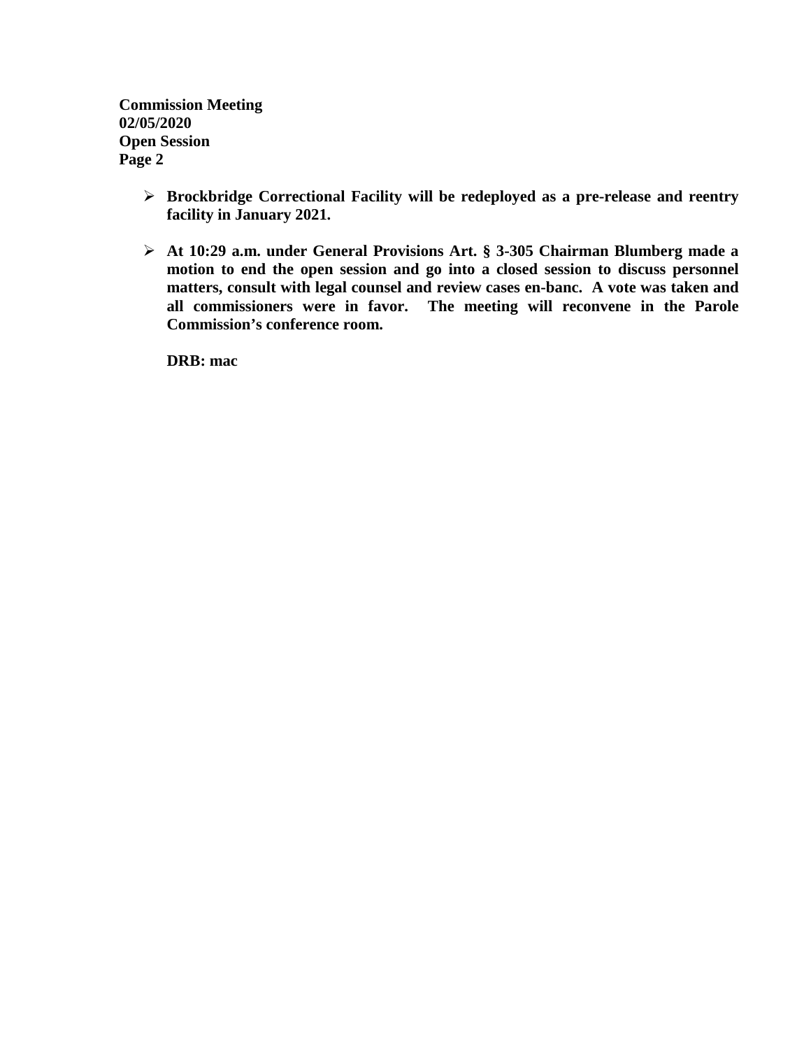- **Brockbridge Correctional Facility will be redeployed as a pre-release and reentry facility in January 2021.**

- **At 10:29 a.m. under General Provisions Art. § 3-305 Chairman Blumberg made a motion to end the open session and go into a closed session to discuss personnel matters, consult with legal counsel and review cases en-banc. A vote was taken and all commissioners were in favor. The meeting will reconvene in the Parole Commission's conference room.**

  **DRB: mac**